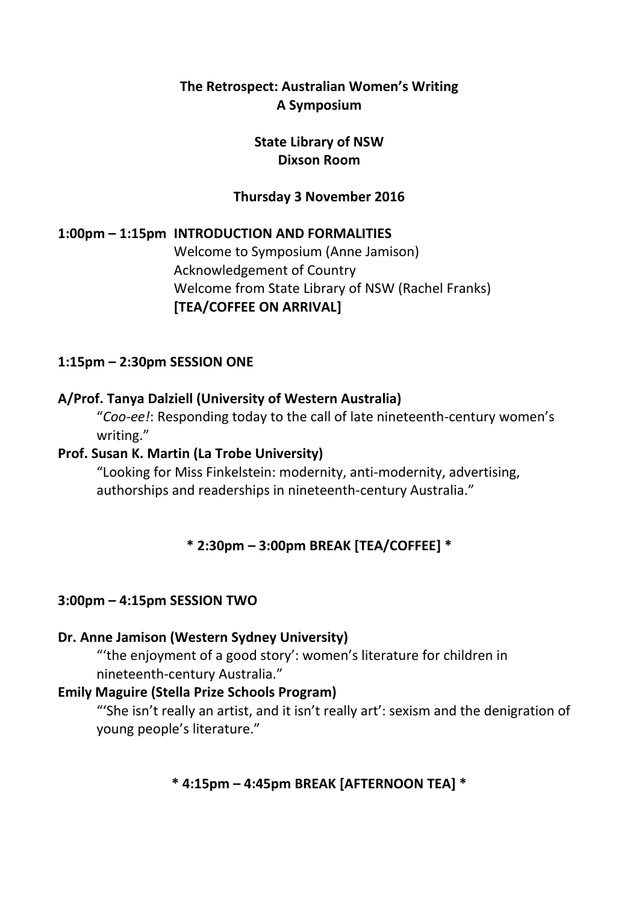**The Retrospect: Australian Women's Writing**
**A Symposium**

**State Library of NSW**
**Dixson Room**

**Thursday 3 November 2016**

**1:00pm – 1:15pm INTRODUCTION AND FORMALITIES**

Welcome to Symposium (Anne Jamison)
Acknowledgement of Country
Welcome from State Library of NSW (Rachel Franks)
**[TEA/COFFEE ON ARRIVAL]**

**1:15pm – 2:30pm SESSION ONE**

**A/Prof. Tanya Dalziell (University of Western Australia)**

"*Coo-ee!*: Responding today to the call of late nineteenth-century women's writing."

**Prof. Susan K. Martin (La Trobe University)**

"Looking for Miss Finkelstein: modernity, anti-modernity, advertising, authorships and readerships in nineteenth-century Australia."

**\* 2:30pm – 3:00pm BREAK [TEA/COFFEE] \***

**3:00pm – 4:15pm SESSION TWO**

**Dr. Anne Jamison (Western Sydney University)**

"'the enjoyment of a good story': women's literature for children in nineteenth-century Australia."

**Emily Maguire (Stella Prize Schools Program)**

"'She isn't really an artist, and it isn't really art': sexism and the denigration of young people's literature."

**\* 4:15pm – 4:45pm BREAK [AFTERNOON TEA] \***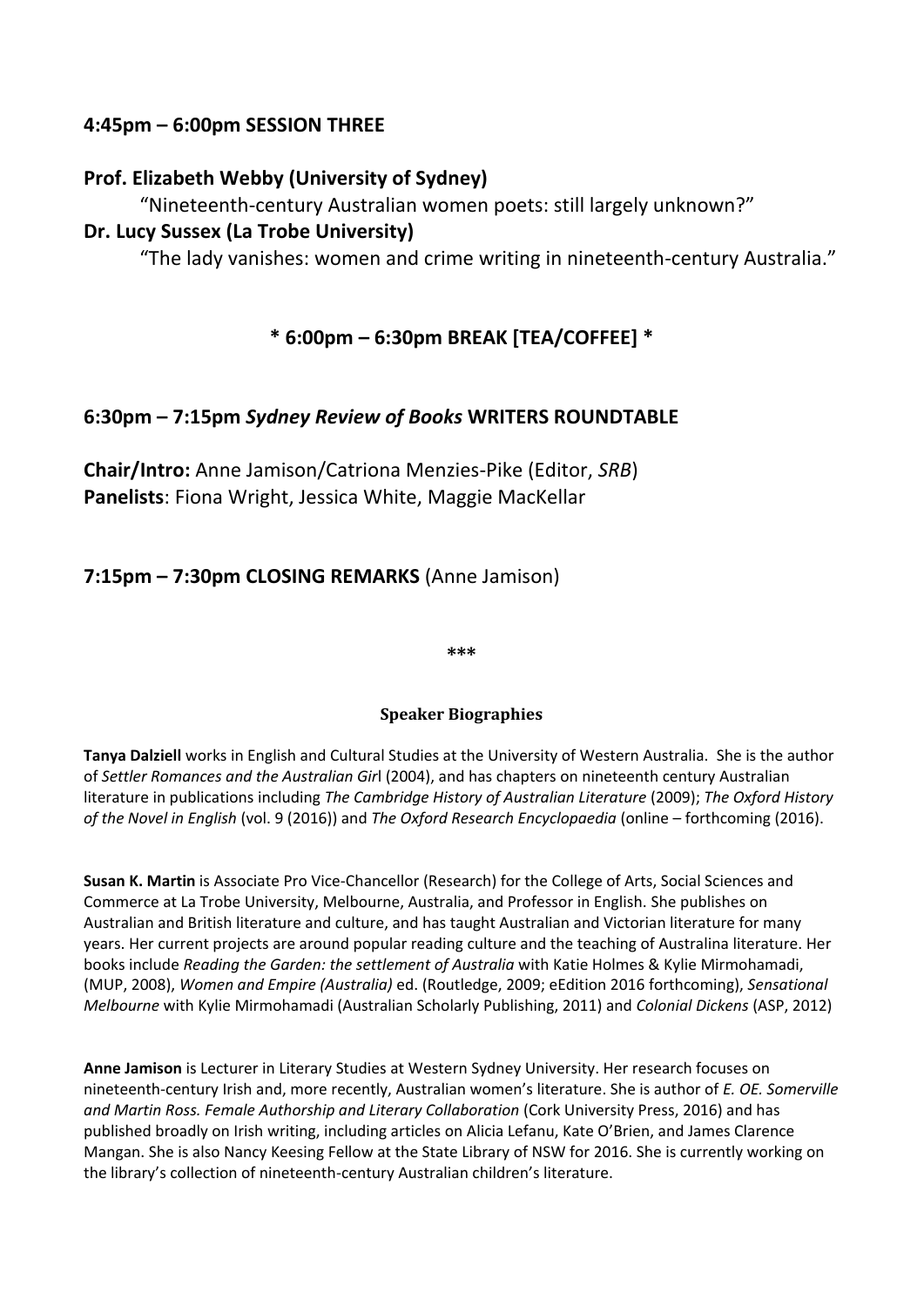**4:45pm – 6:00pm SESSION THREE**

**Prof. Elizabeth Webby (University of Sydney)**

"Nineteenth-century Australian women poets: still largely unknown?"

**Dr. Lucy Sussex (La Trobe University)**

"The lady vanishes: women and crime writing in nineteenth-century Australia."

**\* 6:00pm – 6:30pm BREAK [TEA/COFFEE] \***

**6:30pm – 7:15pm *Sydney Review of Books* WRITERS ROUNDTABLE**

**Chair/Intro:** Anne Jamison/Catriona Menzies-Pike (Editor, *SRB*)
**Panelists**: Fiona Wright, Jessica White, Maggie MacKellar

**7:15pm – 7:30pm CLOSING REMARKS** (Anne Jamison)

\*\*\*

### Speaker Biographies

**Tanya Dalziell** works in English and Cultural Studies at the University of Western Australia. She is the author of *Settler Romances and the Australian Gir*l (2004), and has chapters on nineteenth century Australian literature in publications including *The Cambridge History of Australian Literature* (2009); *The Oxford History of the Novel in English* (vol. 9 (2016)) and *The Oxford Research Encyclopaedia* (online – forthcoming (2016).

**Susan K. Martin** is Associate Pro Vice-Chancellor (Research) for the College of Arts, Social Sciences and Commerce at La Trobe University, Melbourne, Australia, and Professor in English. She publishes on Australian and British literature and culture, and has taught Australian and Victorian literature for many years. Her current projects are around popular reading culture and the teaching of Australina literature. Her books include *Reading the Garden: the settlement of Australia* with Katie Holmes & Kylie Mirmohamadi, (MUP, 2008), *Women and Empire (Australia)* ed. (Routledge, 2009; eEdition 2016 forthcoming), *Sensational Melbourne* with Kylie Mirmohamadi (Australian Scholarly Publishing, 2011) and *Colonial Dickens* (ASP, 2012)

**Anne Jamison** is Lecturer in Literary Studies at Western Sydney University. Her research focuses on nineteenth-century Irish and, more recently, Australian women's literature. She is author of *E. OE. Somerville and Martin Ross. Female Authorship and Literary Collaboration* (Cork University Press, 2016) and has published broadly on Irish writing, including articles on Alicia Lefanu, Kate O'Brien, and James Clarence Mangan. She is also Nancy Keesing Fellow at the State Library of NSW for 2016. She is currently working on the library's collection of nineteenth-century Australian children's literature.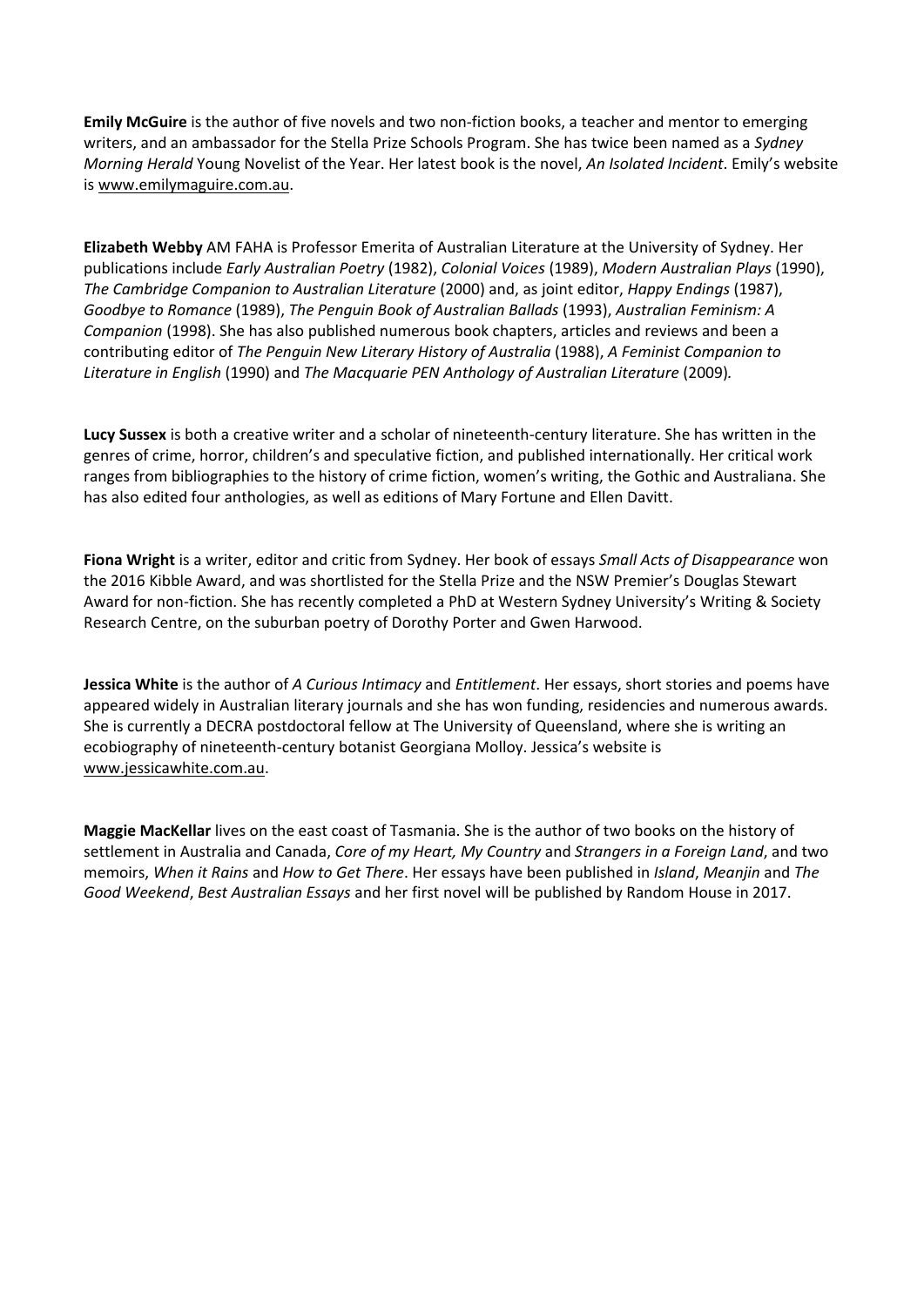**Emily McGuire** is the author of five novels and two non-fiction books, a teacher and mentor to emerging writers, and an ambassador for the Stella Prize Schools Program. She has twice been named as a *Sydney Morning Herald* Young Novelist of the Year. Her latest book is the novel, *An Isolated Incident*. Emily's website is www.emilymaguire.com.au.

**Elizabeth Webby** AM FAHA is Professor Emerita of Australian Literature at the University of Sydney. Her publications include *Early Australian Poetry* (1982), *Colonial Voices* (1989), *Modern Australian Plays* (1990), *The Cambridge Companion to Australian Literature* (2000) and, as joint editor, *Happy Endings* (1987), *Goodbye to Romance* (1989), *The Penguin Book of Australian Ballads* (1993), *Australian Feminism: A Companion* (1998). She has also published numerous book chapters, articles and reviews and been a contributing editor of *The Penguin New Literary History of Australia* (1988), *A Feminist Companion to Literature in English* (1990) and *The Macquarie PEN Anthology of Australian Literature* (2009).

**Lucy Sussex** is both a creative writer and a scholar of nineteenth-century literature. She has written in the genres of crime, horror, children's and speculative fiction, and published internationally. Her critical work ranges from bibliographies to the history of crime fiction, women's writing, the Gothic and Australiana. She has also edited four anthologies, as well as editions of Mary Fortune and Ellen Davitt.

**Fiona Wright** is a writer, editor and critic from Sydney. Her book of essays *Small Acts of Disappearance* won the 2016 Kibble Award, and was shortlisted for the Stella Prize and the NSW Premier's Douglas Stewart Award for non-fiction. She has recently completed a PhD at Western Sydney University's Writing & Society Research Centre, on the suburban poetry of Dorothy Porter and Gwen Harwood.

**Jessica White** is the author of *A Curious Intimacy* and *Entitlement*. Her essays, short stories and poems have appeared widely in Australian literary journals and she has won funding, residencies and numerous awards. She is currently a DECRA postdoctoral fellow at The University of Queensland, where she is writing an ecobiography of nineteenth-century botanist Georgiana Molloy. Jessica's website is www.jessicawhite.com.au.

**Maggie MacKellar** lives on the east coast of Tasmania. She is the author of two books on the history of settlement in Australia and Canada, *Core of my Heart, My Country* and *Strangers in a Foreign Land*, and two memoirs, *When it Rains* and *How to Get There*. Her essays have been published in *Island*, *Meanjin* and *The Good Weekend*, *Best Australian Essays* and her first novel will be published by Random House in 2017.